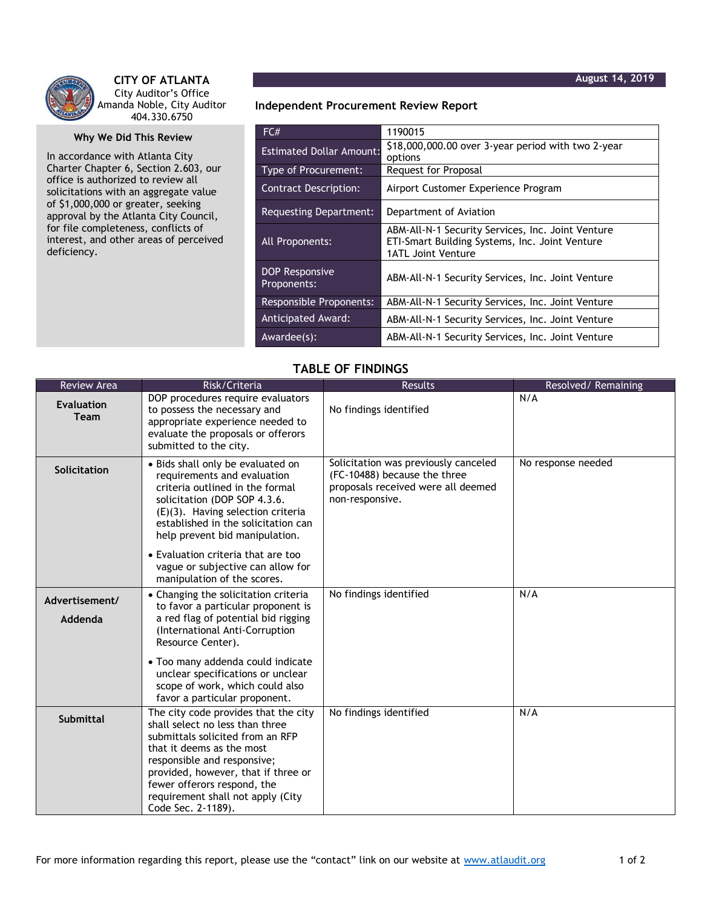**CITY OF ATLANTA**
City Auditor's Office
Amanda Noble, City Auditor
404.330.6750

**August 14, 2019**

## Independent Procurement Review Report

### Why We Did This Review

In accordance with Atlanta City Charter Chapter 6, Section 2.603, our office is authorized to review all solicitations with an aggregate value of $1,000,000 or greater, seeking approval by the Atlanta City Council, for file completeness, conflicts of interest, and other areas of perceived deficiency.

| FC# | 1190015 |
|---|---|
| Estimated Dollar Amount: | $18,000,000.00 over 3-year period with two 2-year options |
| Type of Procurement: | Request for Proposal |
| Contract Description: | Airport Customer Experience Program |
| Requesting Department: | Department of Aviation |
| All Proponents: | ABM-All-N-1 Security Services, Inc. Joint Venture<br>ETI-Smart Building Systems, Inc. Joint Venture<br>1ATL Joint Venture |
| DOP Responsive Proponents: | ABM-All-N-1 Security Services, Inc. Joint Venture |
| Responsible Proponents: | ABM-All-N-1 Security Services, Inc. Joint Venture |
| Anticipated Award: | ABM-All-N-1 Security Services, Inc. Joint Venture |
| Awardee(s): | ABM-All-N-1 Security Services, Inc. Joint Venture |

## TABLE OF FINDINGS

| Review Area | Risk/Criteria | Results | Resolved/ Remaining |
|---|---|---|---|
| **Evaluation Team** | DOP procedures require evaluators to possess the necessary and appropriate experience needed to evaluate the proposals or offerors submitted to the city. | No findings identified | N/A |
| **Solicitation** | • Bids shall only be evaluated on requirements and evaluation criteria outlined in the formal solicitation (DOP SOP 4.3.6.(E)(3). Having selection criteria established in the solicitation can help prevent bid manipulation.<br>• Evaluation criteria that are too vague or subjective can allow for manipulation of the scores. | Solicitation was previously canceled (FC-10488) because the three proposals received were all deemed non-responsive. | No response needed |
| **Advertisement/ Addenda** | • Changing the solicitation criteria to favor a particular proponent is a red flag of potential bid rigging (International Anti-Corruption Resource Center).<br>• Too many addenda could indicate unclear specifications or unclear scope of work, which could also favor a particular proponent. | No findings identified | N/A |
| **Submittal** | The city code provides that the city shall select no less than three submittals solicited from an RFP that it deems as the most responsible and responsive; provided, however, that if three or fewer offerors respond, the requirement shall not apply (City Code Sec. 2-1189). | No findings identified | N/A |

For more information regarding this report, please use the "contact" link on our website at www.atlaudit.org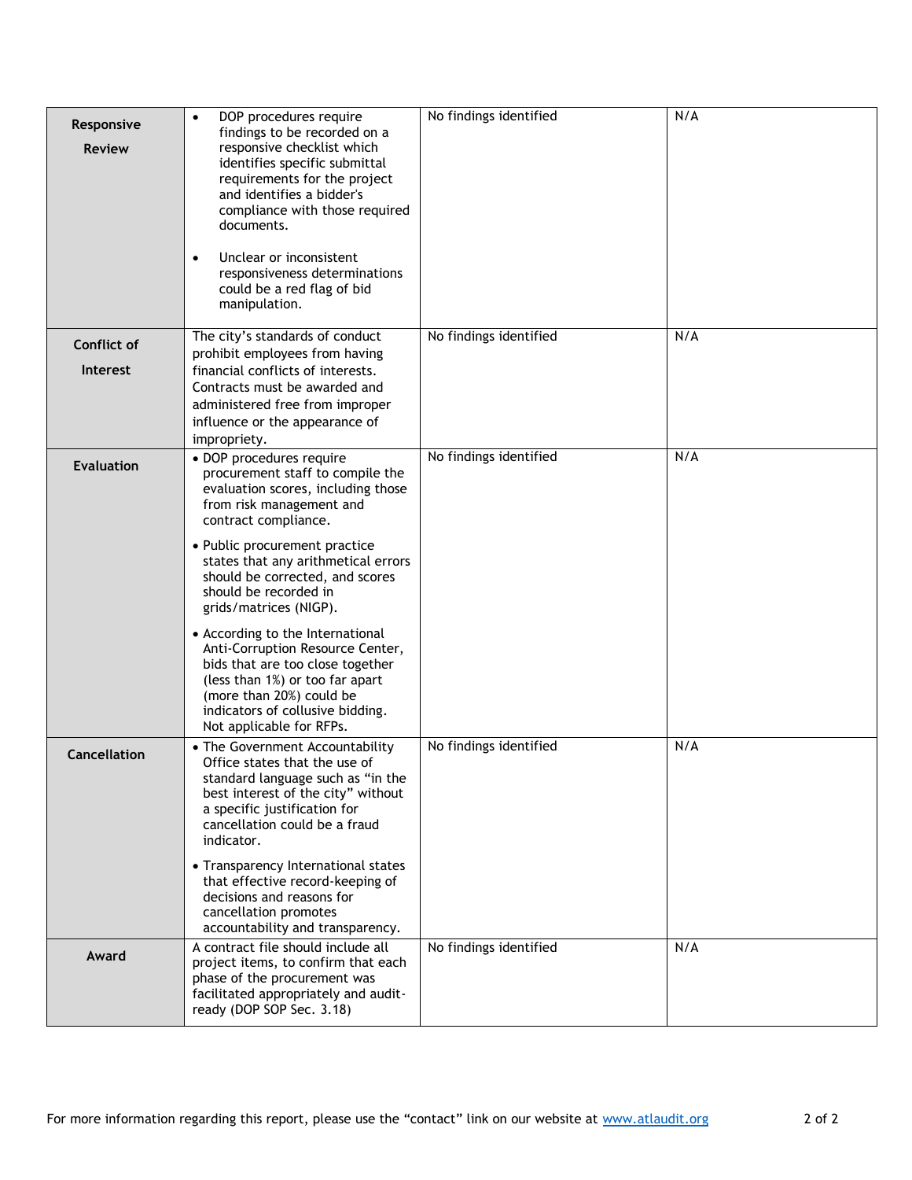| | | | |
|---|---|---|---|
| **Responsive Review** | • DOP procedures require findings to be recorded on a responsive checklist which identifies specific submittal requirements for the project and identifies a bidder's compliance with those required documents.<br><br>• Unclear or inconsistent responsiveness determinations could be a red flag of bid manipulation. | No findings identified | N/A |
| **Conflict of Interest** | The city's standards of conduct prohibit employees from having financial conflicts of interests. Contracts must be awarded and administered free from improper influence or the appearance of impropriety. | No findings identified | N/A |
| **Evaluation** | • DOP procedures require procurement staff to compile the evaluation scores, including those from risk management and contract compliance.<br><br>• Public procurement practice states that any arithmetical errors should be corrected, and scores should be recorded in grids/matrices (NIGP).<br><br>• According to the International Anti-Corruption Resource Center, bids that are too close together (less than 1%) or too far apart (more than 20%) could be indicators of collusive bidding. Not applicable for RFPs. | No findings identified | N/A |
| **Cancellation** | • The Government Accountability Office states that the use of standard language such as "in the best interest of the city" without a specific justification for cancellation could be a fraud indicator.<br><br>• Transparency International states that effective record-keeping of decisions and reasons for cancellation promotes accountability and transparency. | No findings identified | N/A |
| **Award** | A contract file should include all project items, to confirm that each phase of the procurement was facilitated appropriately and audit-ready (DOP SOP Sec. 3.18) | No findings identified | N/A |

For more information regarding this report, please use the "contact" link on our website at [www.atlaudit.org](http://www.atlaudit.org)